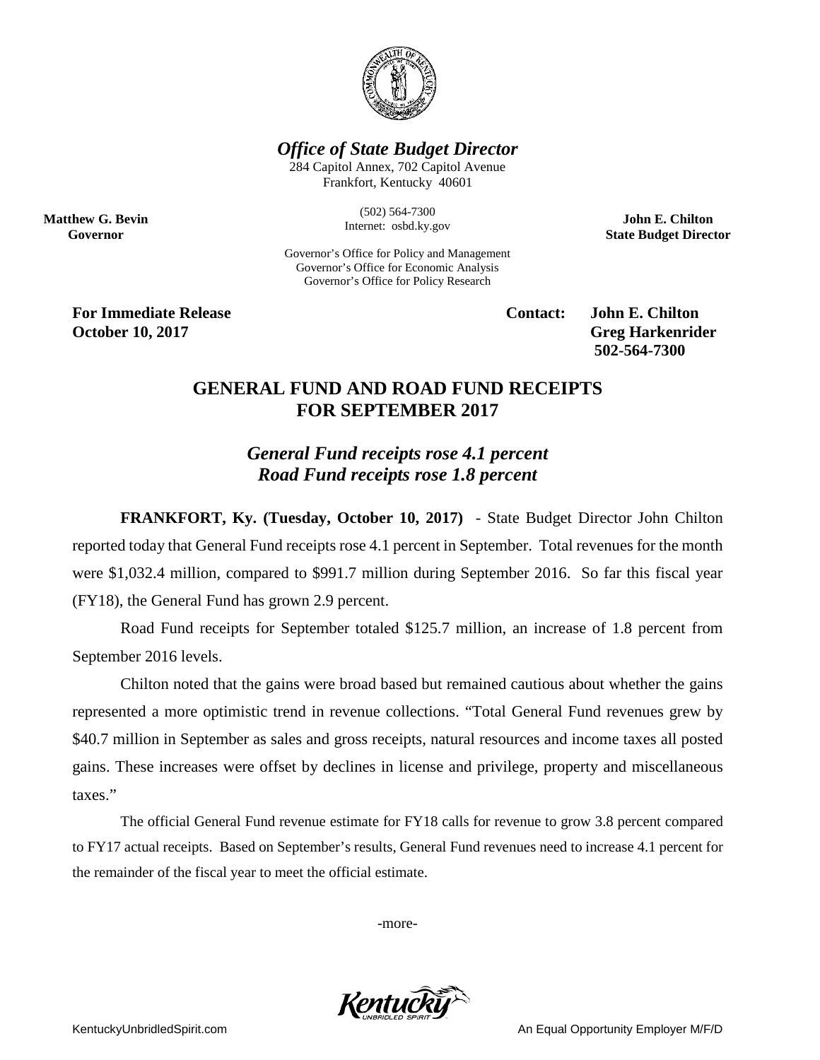***Office of State Budget Director***

284 Capitol Annex, 702 Capitol Avenue
Frankfort, Kentucky 40601

(502) 564-7300
Internet: osbd.ky.gov

Governor's Office for Policy and Management
Governor's Office for Economic Analysis
Governor's Office for Policy Research

**Matthew G. Bevin**
**Governor**

**John E. Chilton**
**State Budget Director**

**For Immediate Release**
**October 10, 2017**

**Contact: John E. Chilton**
**Greg Harkenrider**
**502-564-7300**

## GENERAL FUND AND ROAD FUND RECEIPTS FOR SEPTEMBER 2017

### *General Fund receipts rose 4.1 percent*
### *Road Fund receipts rose 1.8 percent*

**FRANKFORT, Ky. (Tuesday, October 10, 2017)** - State Budget Director John Chilton reported today that General Fund receipts rose 4.1 percent in September. Total revenues for the month were $1,032.4 million, compared to $991.7 million during September 2016. So far this fiscal year (FY18), the General Fund has grown 2.9 percent.

Road Fund receipts for September totaled $125.7 million, an increase of 1.8 percent from September 2016 levels.

Chilton noted that the gains were broad based but remained cautious about whether the gains represented a more optimistic trend in revenue collections. "Total General Fund revenues grew by $40.7 million in September as sales and gross receipts, natural resources and income taxes all posted gains. These increases were offset by declines in license and privilege, property and miscellaneous taxes."

The official General Fund revenue estimate for FY18 calls for revenue to grow 3.8 percent compared to FY17 actual receipts. Based on September's results, General Fund revenues need to increase 4.1 percent for the remainder of the fiscal year to meet the official estimate.

-more-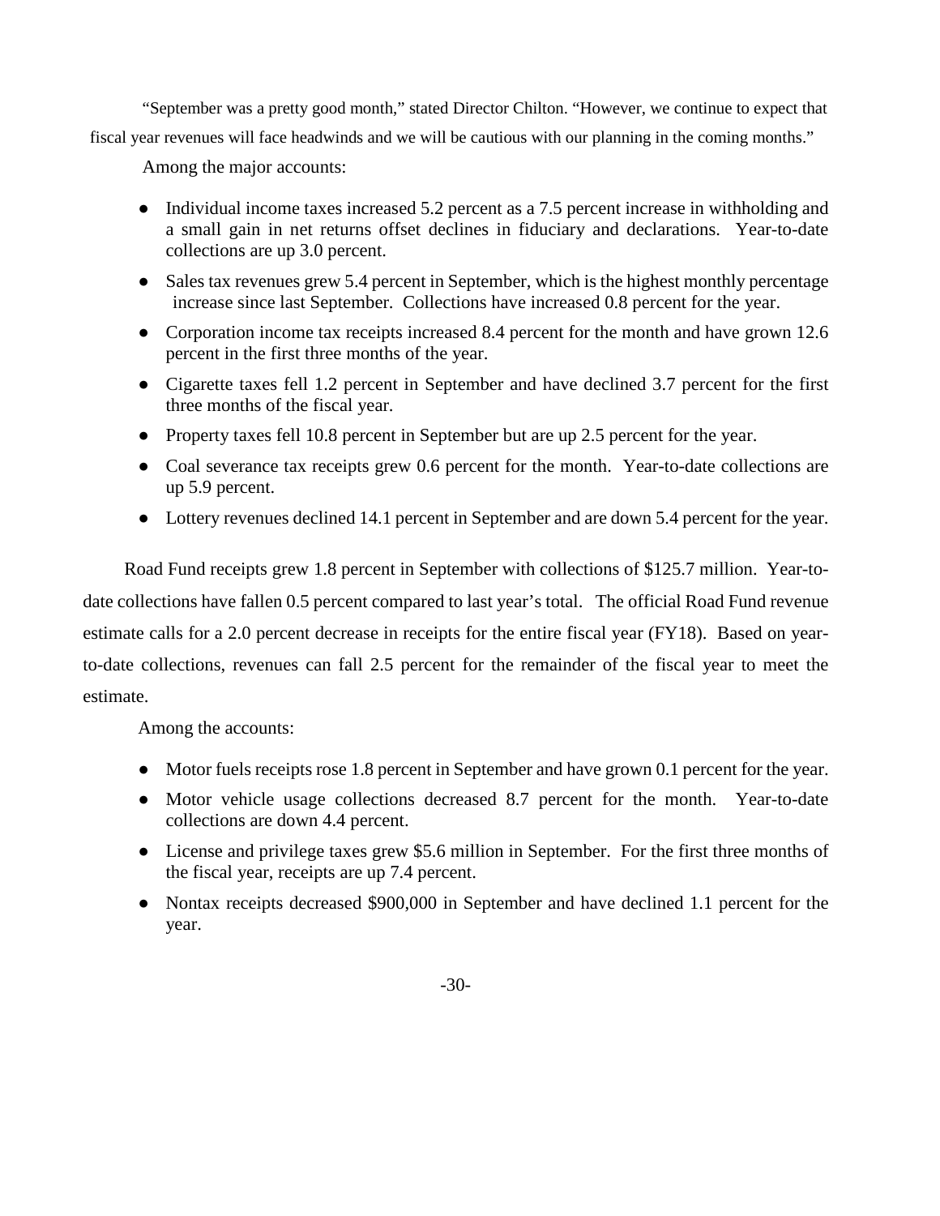"September was a pretty good month," stated Director Chilton. "However, we continue to expect that fiscal year revenues will face headwinds and we will be cautious with our planning in the coming months."

Among the major accounts:

- Individual income taxes increased 5.2 percent as a 7.5 percent increase in withholding and a small gain in net returns offset declines in fiduciary and declarations. Year-to-date collections are up 3.0 percent.
- Sales tax revenues grew 5.4 percent in September, which is the highest monthly percentage increase since last September. Collections have increased 0.8 percent for the year.
- Corporation income tax receipts increased 8.4 percent for the month and have grown 12.6 percent in the first three months of the year.
- Cigarette taxes fell 1.2 percent in September and have declined 3.7 percent for the first three months of the fiscal year.
- Property taxes fell 10.8 percent in September but are up 2.5 percent for the year.
- Coal severance tax receipts grew 0.6 percent for the month. Year-to-date collections are up 5.9 percent.
- Lottery revenues declined 14.1 percent in September and are down 5.4 percent for the year.

Road Fund receipts grew 1.8 percent in September with collections of $125.7 million. Year-to-date collections have fallen 0.5 percent compared to last year's total. The official Road Fund revenue estimate calls for a 2.0 percent decrease in receipts for the entire fiscal year (FY18). Based on year-to-date collections, revenues can fall 2.5 percent for the remainder of the fiscal year to meet the estimate.

Among the accounts:

- Motor fuels receipts rose 1.8 percent in September and have grown 0.1 percent for the year.
- Motor vehicle usage collections decreased 8.7 percent for the month. Year-to-date collections are down 4.4 percent.
- License and privilege taxes grew $5.6 million in September. For the first three months of the fiscal year, receipts are up 7.4 percent.
- Nontax receipts decreased $900,000 in September and have declined 1.1 percent for the year.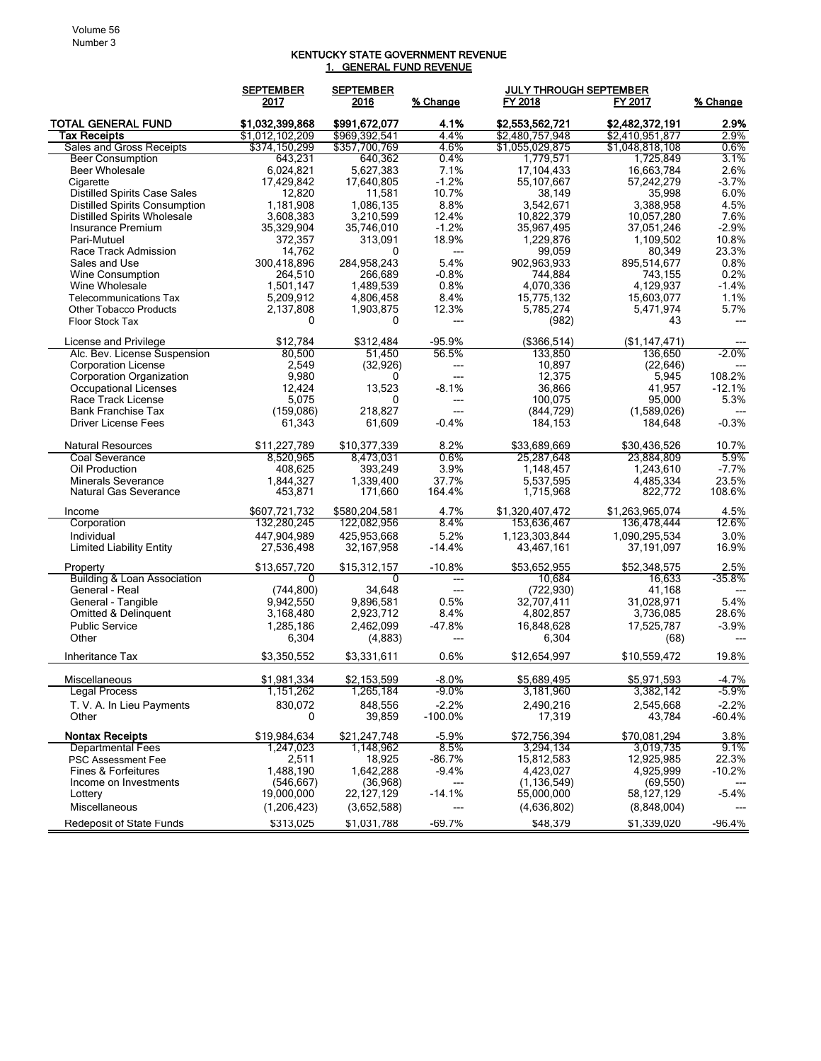# KENTUCKY STATE GOVERNMENT REVENUE

## 1. GENERAL FUND REVENUE

| | SEPTEMBER 2017 | SEPTEMBER 2016 | % Change | JULY THROUGH SEPTEMBER FY 2018 | FY 2017 | % Change |
|---|---|---|---|---|---|---|
| **TOTAL GENERAL FUND** | **$1,032,399,868** | **$991,672,077** | **4.1%** | **$2,553,562,721** | **$2,482,372,191** | **2.9%** |
| **Tax Receipts** | $1,012,102,209 | $969,392,541 | 4.4% | $2,480,757,948 | $2,410,951,877 | 2.9% |
| Sales and Gross Receipts | $374,150,299 | $357,700,769 | 4.6% | $1,055,029,875 | $1,048,818,108 | 0.6% |
| Beer Consumption | 643,231 | 640,362 | 0.4% | 1,779,571 | 1,725,849 | 3.1% |
| Beer Wholesale | 6,024,821 | 5,627,383 | 7.1% | 17,104,433 | 16,663,784 | 2.6% |
| Cigarette | 17,429,842 | 17,640,805 | -1.2% | 55,107,667 | 57,242,279 | -3.7% |
| Distilled Spirits Case Sales | 12,820 | 11,581 | 10.7% | 38,149 | 35,998 | 6.0% |
| Distilled Spirits Consumption | 1,181,908 | 1,086,135 | 8.8% | 3,542,671 | 3,388,958 | 4.5% |
| Distilled Spirits Wholesale | 3,608,383 | 3,210,599 | 12.4% | 10,822,379 | 10,057,280 | 7.6% |
| Insurance Premium | 35,329,904 | 35,746,010 | -1.2% | 35,967,495 | 37,051,246 | -2.9% |
| Pari-Mutuel | 372,357 | 313,091 | 18.9% | 1,229,876 | 1,109,502 | 10.8% |
| Race Track Admission | 14,762 | 0 | --- | 99,059 | 80,349 | 23.3% |
| Sales and Use | 300,418,896 | 284,958,243 | 5.4% | 902,963,933 | 895,514,677 | 0.8% |
| Wine Consumption | 264,510 | 266,689 | -0.8% | 744,884 | 743,155 | 0.2% |
| Wine Wholesale | 1,501,147 | 1,489,539 | 0.8% | 4,070,336 | 4,129,937 | -1.4% |
| Telecommunications Tax | 5,209,912 | 4,806,458 | 8.4% | 15,775,132 | 15,603,077 | 1.1% |
| Other Tobacco Products | 2,137,808 | 1,903,875 | 12.3% | 5,785,274 | 5,471,974 | 5.7% |
| Floor Stock Tax | 0 | 0 | --- | (982) | 43 | --- |
| License and Privilege | $12,784 | $312,484 | -95.9% | ($366,514) | ($1,147,471) | --- |
| Alc. Bev. License Suspension | 80,500 | 51,450 | 56.5% | 133,850 | 136,650 | -2.0% |
| Corporation License | 2,549 | (32,926) | --- | 10,897 | (22,646) | --- |
| Corporation Organization | 9,980 | 0 | --- | 12,375 | 5,945 | 108.2% |
| Occupational Licenses | 12,424 | 13,523 | -8.1% | 36,866 | 41,957 | -12.1% |
| Race Track License | 5,075 | 0 | --- | 100,075 | 95,000 | 5.3% |
| Bank Franchise Tax | (159,086) | 218,827 | --- | (844,729) | (1,589,026) | --- |
| Driver License Fees | 61,343 | 61,609 | -0.4% | 184,153 | 184,648 | -0.3% |
| Natural Resources | $11,227,789 | $10,377,339 | 8.2% | $33,689,669 | $30,436,526 | 10.7% |
| Coal Severance | 8,520,965 | 8,473,031 | 0.6% | 25,287,648 | 23,884,809 | 5.9% |
| Oil Production | 408,625 | 393,249 | 3.9% | 1,148,457 | 1,243,610 | -7.7% |
| Minerals Severance | 1,844,327 | 1,339,400 | 37.7% | 5,537,595 | 4,485,334 | 23.5% |
| Natural Gas Severance | 453,871 | 171,660 | 164.4% | 1,715,968 | 822,772 | 108.6% |
| Income | $607,721,732 | $580,204,581 | 4.7% | $1,320,407,472 | $1,263,965,074 | 4.5% |
| Corporation | 132,280,245 | 122,082,956 | 8.4% | 153,636,467 | 136,478,444 | 12.6% |
| Individual | 447,904,989 | 425,953,668 | 5.2% | 1,123,303,844 | 1,090,295,534 | 3.0% |
| Limited Liability Entity | 27,536,498 | 32,167,958 | -14.4% | 43,467,161 | 37,191,097 | 16.9% |
| Property | $13,657,720 | $15,312,157 | -10.8% | $53,652,955 | $52,348,575 | 2.5% |
| Building & Loan Association | 0 | 0 | --- | 10,684 | 16,633 | -35.8% |
| General - Real | (744,800) | 34,648 | --- | (722,930) | 41,168 | --- |
| General - Tangible | 9,942,550 | 9,896,581 | 0.5% | 32,707,411 | 31,028,971 | 5.4% |
| Omitted & Delinquent | 3,168,480 | 2,923,712 | 8.4% | 4,802,857 | 3,736,085 | 28.6% |
| Public Service | 1,285,186 | 2,462,099 | -47.8% | 16,848,628 | 17,525,787 | -3.9% |
| Other | 6,304 | (4,883) | --- | 6,304 | (68) | --- |
| Inheritance Tax | $3,350,552 | $3,331,611 | 0.6% | $12,654,997 | $10,559,472 | 19.8% |
| Miscellaneous | $1,981,334 | $2,153,599 | -8.0% | $5,689,495 | $5,971,593 | -4.7% |
| Legal Process | 1,151,262 | 1,265,184 | -9.0% | 3,181,960 | 3,382,142 | -5.9% |
| T. V. A. In Lieu Payments | 830,072 | 848,556 | -2.2% | 2,490,216 | 2,545,668 | -2.2% |
| Other | 0 | 39,859 | -100.0% | 17,319 | 43,784 | -60.4% |
| **Nontax Receipts** | $19,984,634 | $21,247,748 | -5.9% | $72,756,394 | $70,081,294 | 3.8% |
| Departmental Fees | 1,247,023 | 1,148,962 | 8.5% | 3,294,134 | 3,019,735 | 9.1% |
| PSC Assessment Fee | 2,511 | 18,925 | -86.7% | 15,812,583 | 12,925,985 | 22.3% |
| Fines & Forfeitures | 1,488,190 | 1,642,288 | -9.4% | 4,423,027 | 4,925,999 | -10.2% |
| Income on Investments | (546,667) | (36,968) | --- | (1,136,549) | (69,550) | --- |
| Lottery | 19,000,000 | 22,127,129 | -14.1% | 55,000,000 | 58,127,129 | -5.4% |
| Miscellaneous | (1,206,423) | (3,652,588) | --- | (4,636,802) | (8,848,004) | --- |
| Redeposit of State Funds | $313,025 | $1,031,788 | -69.7% | $48,379 | $1,339,020 | -96.4% |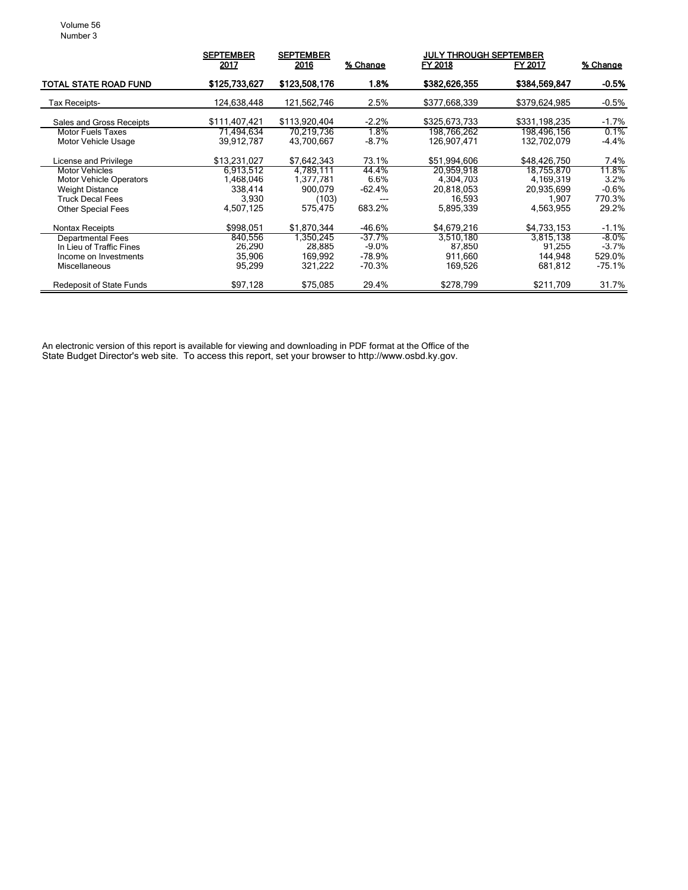| | SEPTEMBER 2017 | SEPTEMBER 2016 | % Change | JULY THROUGH SEPTEMBER FY 2018 | FY 2017 | % Change |
|---|---|---|---|---|---|---|
| **TOTAL STATE ROAD FUND** | **$125,733,627** | **$123,508,176** | **1.8%** | **$382,626,355** | **$384,569,847** | **-0.5%** |
| Tax Receipts- | 124,638,448 | 121,562,746 | 2.5% | $377,668,339 | $379,624,985 | -0.5% |
| Sales and Gross Receipts | $111,407,421 | $113,920,404 | -2.2% | $325,673,733 | $331,198,235 | -1.7% |
| Motor Fuels Taxes | 71,494,634 | 70,219,736 | 1.8% | 198,766,262 | 198,496,156 | 0.1% |
| Motor Vehicle Usage | 39,912,787 | 43,700,667 | -8.7% | 126,907,471 | 132,702,079 | -4.4% |
| License and Privilege | $13,231,027 | $7,642,343 | 73.1% | $51,994,606 | $48,426,750 | 7.4% |
| Motor Vehicles | 6,913,512 | 4,789,111 | 44.4% | 20,959,918 | 18,755,870 | 11.8% |
| Motor Vehicle Operators | 1,468,046 | 1,377,781 | 6.6% | 4,304,703 | 4,169,319 | 3.2% |
| Weight Distance | 338,414 | 900,079 | -62.4% | 20,818,053 | 20,935,699 | -0.6% |
| Truck Decal Fees | 3,930 | (103) | --- | 16,593 | 1,907 | 770.3% |
| Other Special Fees | 4,507,125 | 575,475 | 683.2% | 5,895,339 | 4,563,955 | 29.2% |
| Nontax Receipts | $998,051 | $1,870,344 | -46.6% | $4,679,216 | $4,733,153 | -1.1% |
| Departmental Fees | 840,556 | 1,350,245 | -37.7% | 3,510,180 | 3,815,138 | -8.0% |
| In Lieu of Traffic Fines | 26,290 | 28,885 | -9.0% | 87,850 | 91,255 | -3.7% |
| Income on Investments | 35,906 | 169,992 | -78.9% | 911,660 | 144,948 | 529.0% |
| Miscellaneous | 95,299 | 321,222 | -70.3% | 169,526 | 681,812 | -75.1% |
| Redeposit of State Funds | $97,128 | $75,085 | 29.4% | $278,799 | $211,709 | 31.7% |

An electronic version of this report is available for viewing and downloading in PDF format at the Office of the State Budget Director's web site. To access this report, set your browser to http://www.osbd.ky.gov.